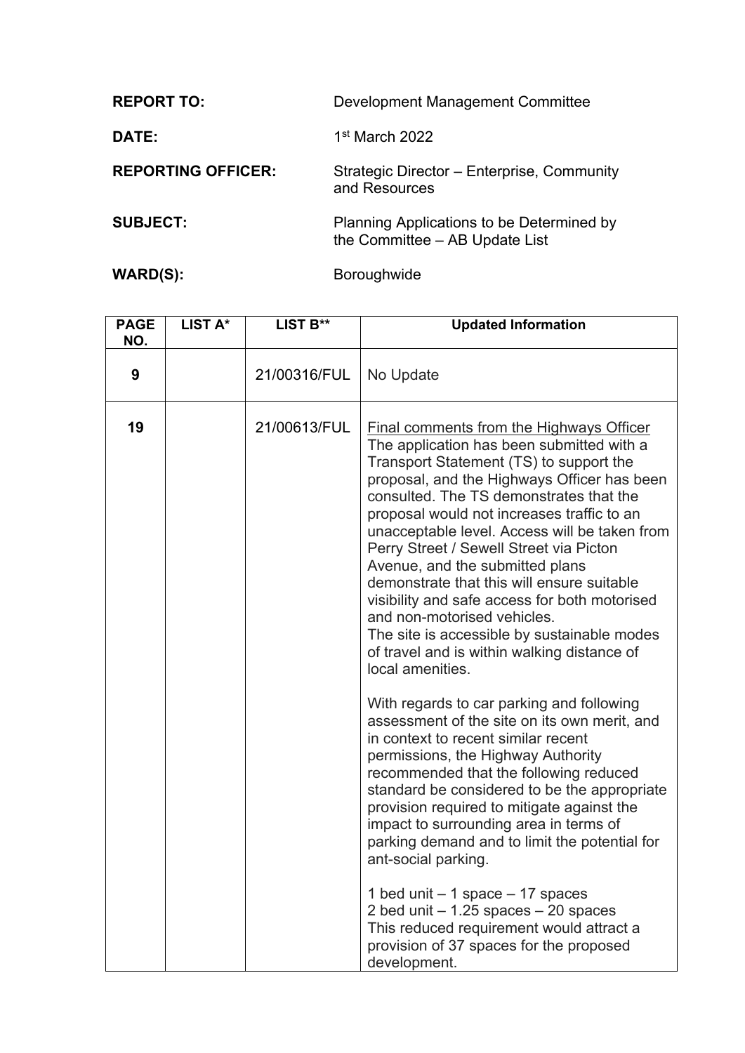| | |
|---|---|
| **REPORT TO:** | Development Management Committee |
| **DATE:** | 1st March 2022 |
| **REPORTING OFFICER:** | Strategic Director – Enterprise, Community and Resources |
| **SUBJECT:** | Planning Applications to be Determined by the Committee – AB Update List |
| **WARD(S):** | Boroughwide |

| PAGE NO. | LIST A* | LIST B** | Updated Information |
|---|---|---|---|
| 9 | | 21/00316/FUL | No Update |
| 19 | | 21/00613/FUL | Final comments from the Highways Officer<br>The application has been submitted with a Transport Statement (TS) to support the proposal, and the Highways Officer has been consulted. The TS demonstrates that the proposal would not increases traffic to an unacceptable level. Access will be taken from Perry Street / Sewell Street via Picton Avenue, and the submitted plans demonstrate that this will ensure suitable visibility and safe access for both motorised and non-motorised vehicles.<br>The site is accessible by sustainable modes of travel and is within walking distance of local amenities.<br><br>With regards to car parking and following assessment of the site on its own merit, and in context to recent similar recent permissions, the Highway Authority recommended that the following reduced standard be considered to be the appropriate provision required to mitigate against the impact to surrounding area in terms of parking demand and to limit the potential for ant-social parking.<br><br>1 bed unit – 1 space – 17 spaces<br>2 bed unit – 1.25 spaces – 20 spaces<br>This reduced requirement would attract a provision of 37 spaces for the proposed development. |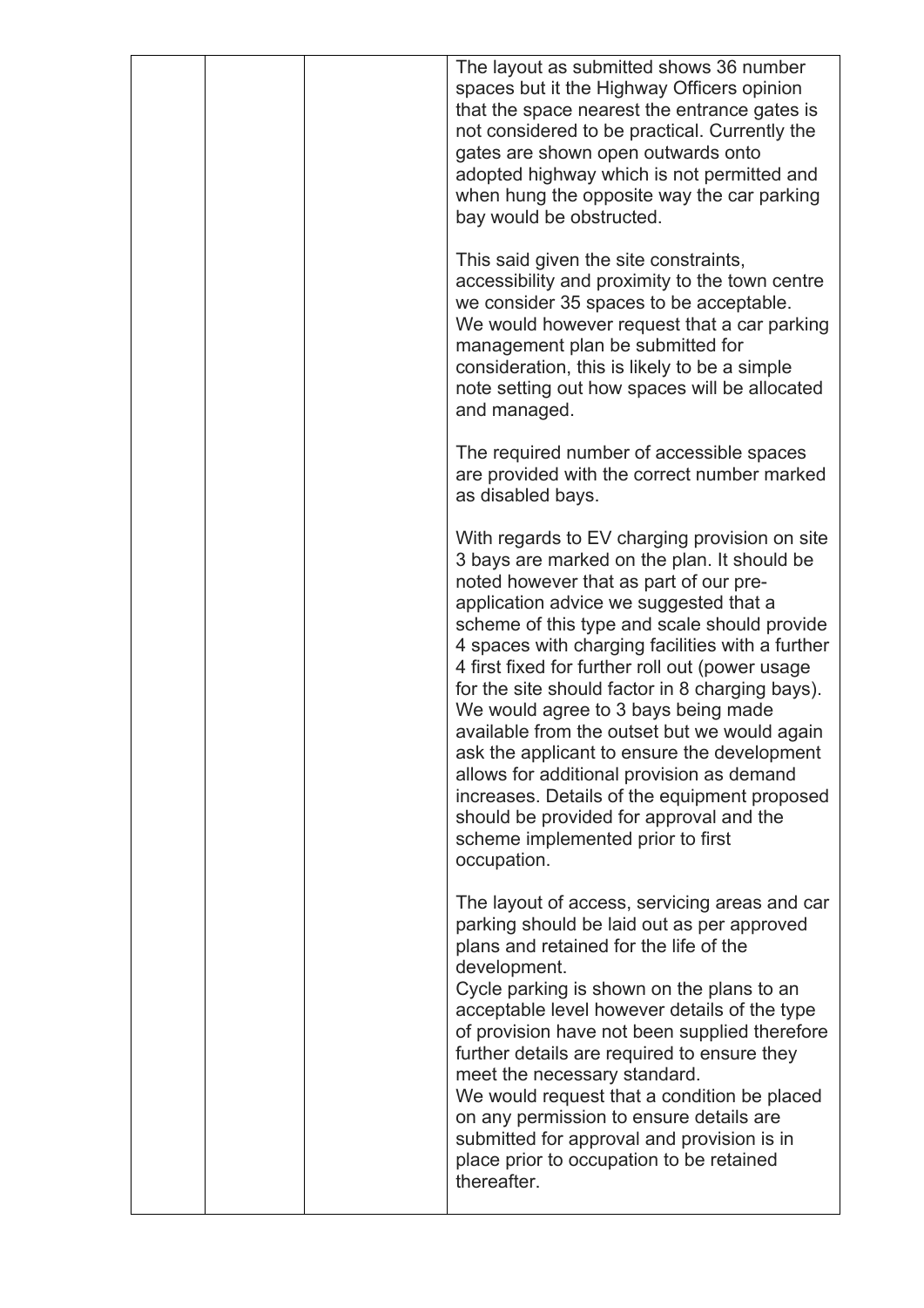| | | | |
|---|---|---|---|
| | | | The layout as submitted shows 36 number spaces but it the Highway Officers opinion that the space nearest the entrance gates is not considered to be practical. Currently the gates are shown open outwards onto adopted highway which is not permitted and when hung the opposite way the car parking bay would be obstructed.<br><br>This said given the site constraints, accessibility and proximity to the town centre we consider 35 spaces to be acceptable. We would however request that a car parking management plan be submitted for consideration, this is likely to be a simple note setting out how spaces will be allocated and managed.<br><br>The required number of accessible spaces are provided with the correct number marked as disabled bays.<br><br>With regards to EV charging provision on site 3 bays are marked on the plan. It should be noted however that as part of our pre-application advice we suggested that a scheme of this type and scale should provide 4 spaces with charging facilities with a further 4 first fixed for further roll out (power usage for the site should factor in 8 charging bays). We would agree to 3 bays being made available from the outset but we would again ask the applicant to ensure the development allows for additional provision as demand increases. Details of the equipment proposed should be provided for approval and the scheme implemented prior to first occupation.<br><br>The layout of access, servicing areas and car parking should be laid out as per approved plans and retained for the life of the development.<br>Cycle parking is shown on the plans to an acceptable level however details of the type of provision have not been supplied therefore further details are required to ensure they meet the necessary standard.<br>We would request that a condition be placed on any permission to ensure details are submitted for approval and provision is in place prior to occupation to be retained thereafter. |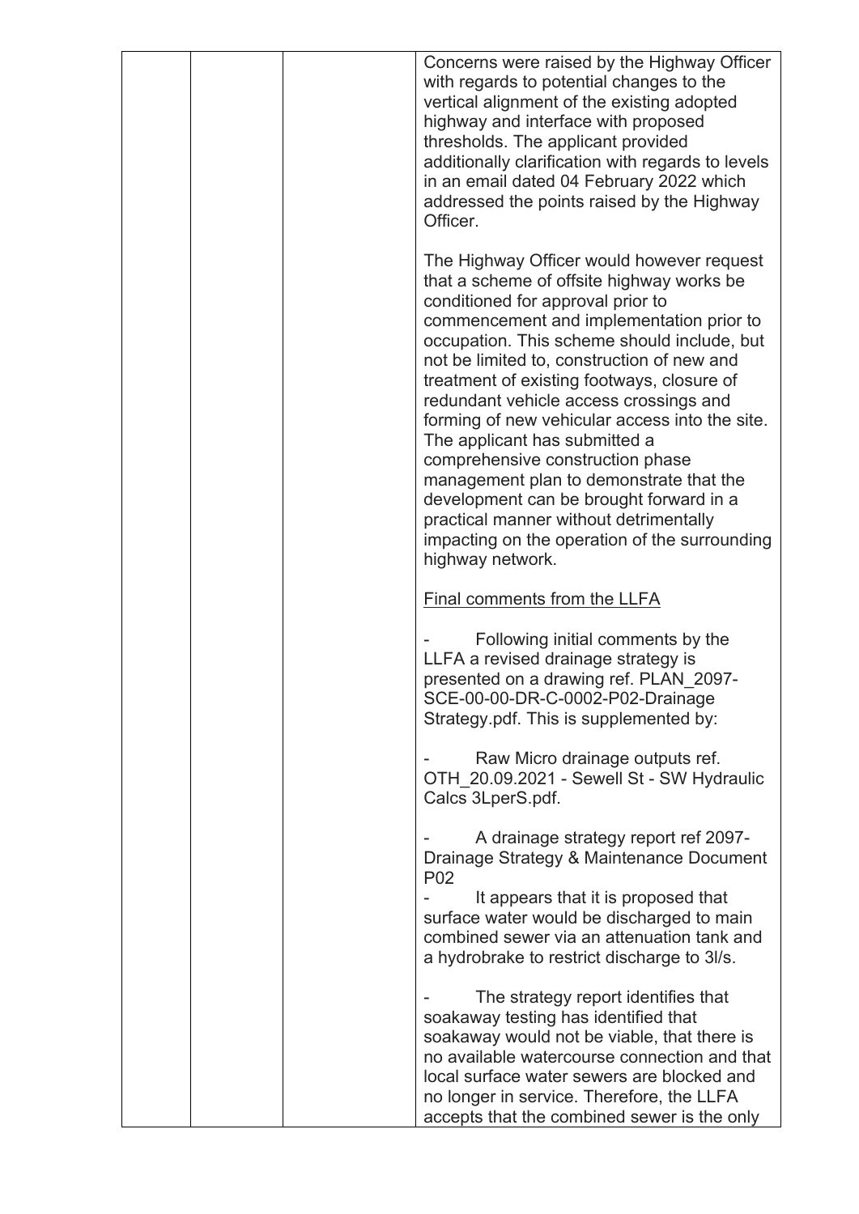|  |  |  | Concerns were raised by the Highway Officer with regards to potential changes to the vertical alignment of the existing adopted highway and interface with proposed thresholds. The applicant provided additionally clarification with regards to levels in an email dated 04 February 2022 which addressed the points raised by the Highway Officer.<br><br>The Highway Officer would however request that a scheme of offsite highway works be conditioned for approval prior to commencement and implementation prior to occupation. This scheme should include, but not be limited to, construction of new and treatment of existing footways, closure of redundant vehicle access crossings and forming of new vehicular access into the site. The applicant has submitted a comprehensive construction phase management plan to demonstrate that the development can be brought forward in a practical manner without detrimentally impacting on the operation of the surrounding highway network.<br><br><u>Final comments from the LLFA</u><br><br>- Following initial comments by the LLFA a revised drainage strategy is presented on a drawing ref. PLAN_2097-SCE-00-00-DR-C-0002-P02-Drainage Strategy.pdf. This is supplemented by:<br><br>- Raw Micro drainage outputs ref. OTH_20.09.2021 - Sewell St - SW Hydraulic Calcs 3LperS.pdf.<br><br>- A drainage strategy report ref 2097-Drainage Strategy & Maintenance Document P02<br>- It appears that it is proposed that surface water would be discharged to main combined sewer via an attenuation tank and a hydrobrake to restrict discharge to 3l/s.<br><br>- The strategy report identifies that soakaway testing has identified that soakaway would not be viable, that there is no available watercourse connection and that local surface water sewers are blocked and no longer in service. Therefore, the LLFA accepts that the combined sewer is the only |
|---|---|---|---|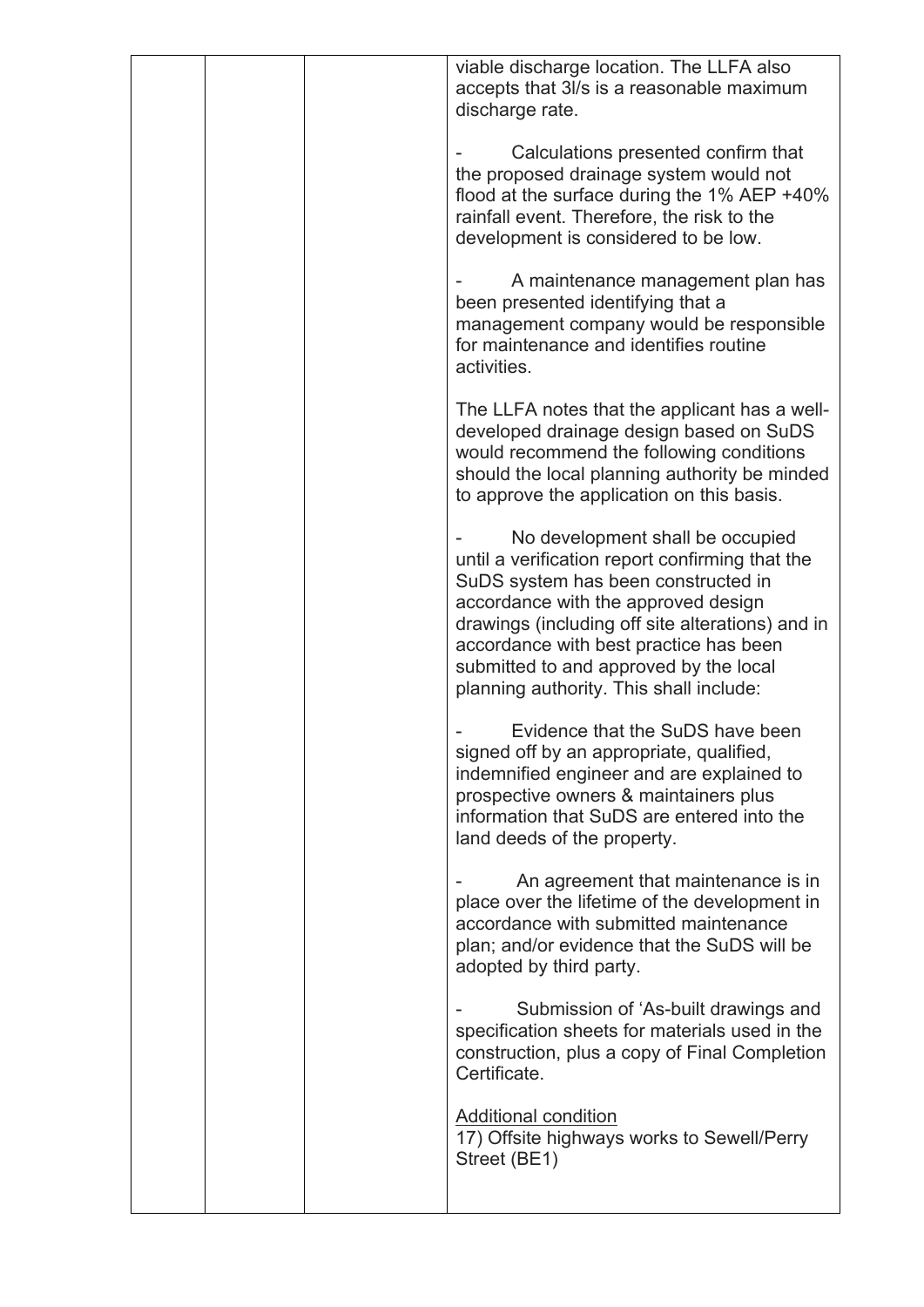| | | | |
|---|---|---|---|
| | | | viable discharge location. The LLFA also accepts that 3l/s is a reasonable maximum discharge rate.<br><br>- Calculations presented confirm that the proposed drainage system would not flood at the surface during the 1% AEP +40% rainfall event. Therefore, the risk to the development is considered to be low.<br><br>- A maintenance management plan has been presented identifying that a management company would be responsible for maintenance and identifies routine activities.<br><br>The LLFA notes that the applicant has a well-developed drainage design based on SuDS would recommend the following conditions should the local planning authority be minded to approve the application on this basis.<br><br>- No development shall be occupied until a verification report confirming that the SuDS system has been constructed in accordance with the approved design drawings (including off site alterations) and in accordance with best practice has been submitted to and approved by the local planning authority. This shall include:<br><br>- Evidence that the SuDS have been signed off by an appropriate, qualified, indemnified engineer and are explained to prospective owners & maintainers plus information that SuDS are entered into the land deeds of the property.<br><br>- An agreement that maintenance is in place over the lifetime of the development in accordance with submitted maintenance plan; and/or evidence that the SuDS will be adopted by third party.<br><br>- Submission of 'As-built drawings and specification sheets for materials used in the construction, plus a copy of Final Completion Certificate.<br><br><u>Additional condition</u><br>17) Offsite highways works to Sewell/Perry Street (BE1) |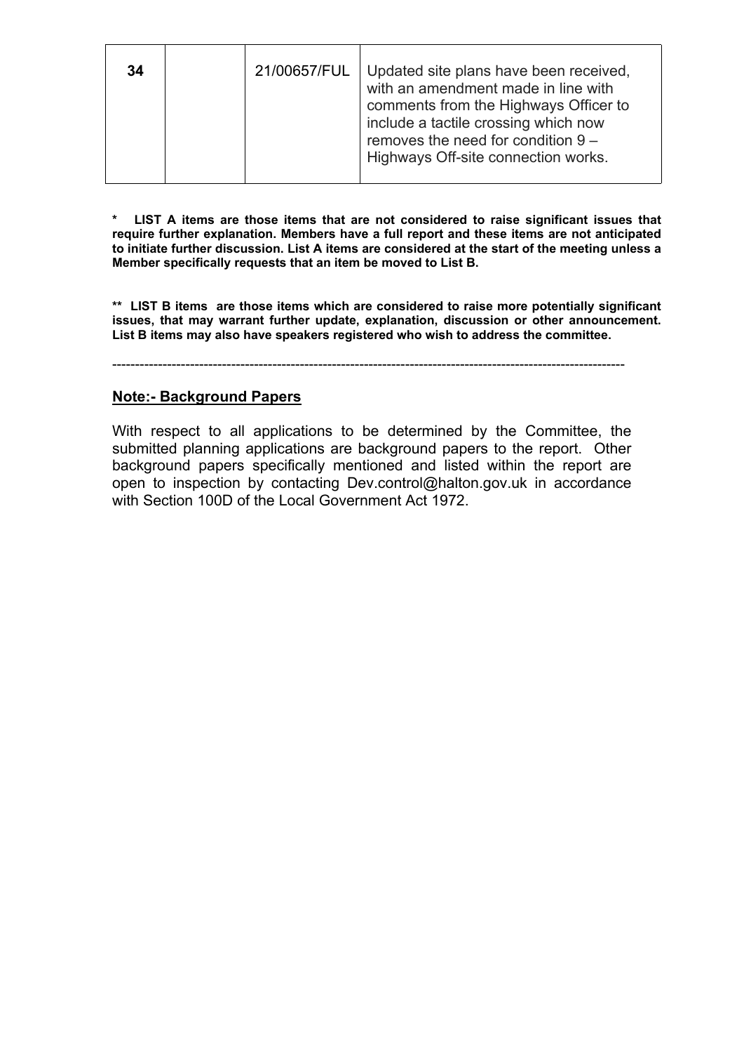| | | | |
|---|---|---|---|
| **34** | | 21/00657/FUL | Updated site plans have been received, with an amendment made in line with comments from the Highways Officer to include a tactile crossing which now removes the need for condition 9 – Highways Off-site connection works. |

**\*   LIST A items are those items that are not considered to raise significant issues that require further explanation. Members have a full report and these items are not anticipated to initiate further discussion. List A items are considered at the start of the meeting unless a Member specifically requests that an item be moved to List B.**

**\*\* LIST B items are those items which are considered to raise more potentially significant issues, that may warrant further update, explanation, discussion or other announcement. List B items may also have speakers registered who wish to address the committee.**

---

**<u>Note:- Background Papers</u>**

With respect to all applications to be determined by the Committee, the submitted planning applications are background papers to the report. Other background papers specifically mentioned and listed within the report are open to inspection by contacting Dev.control@halton.gov.uk in accordance with Section 100D of the Local Government Act 1972.